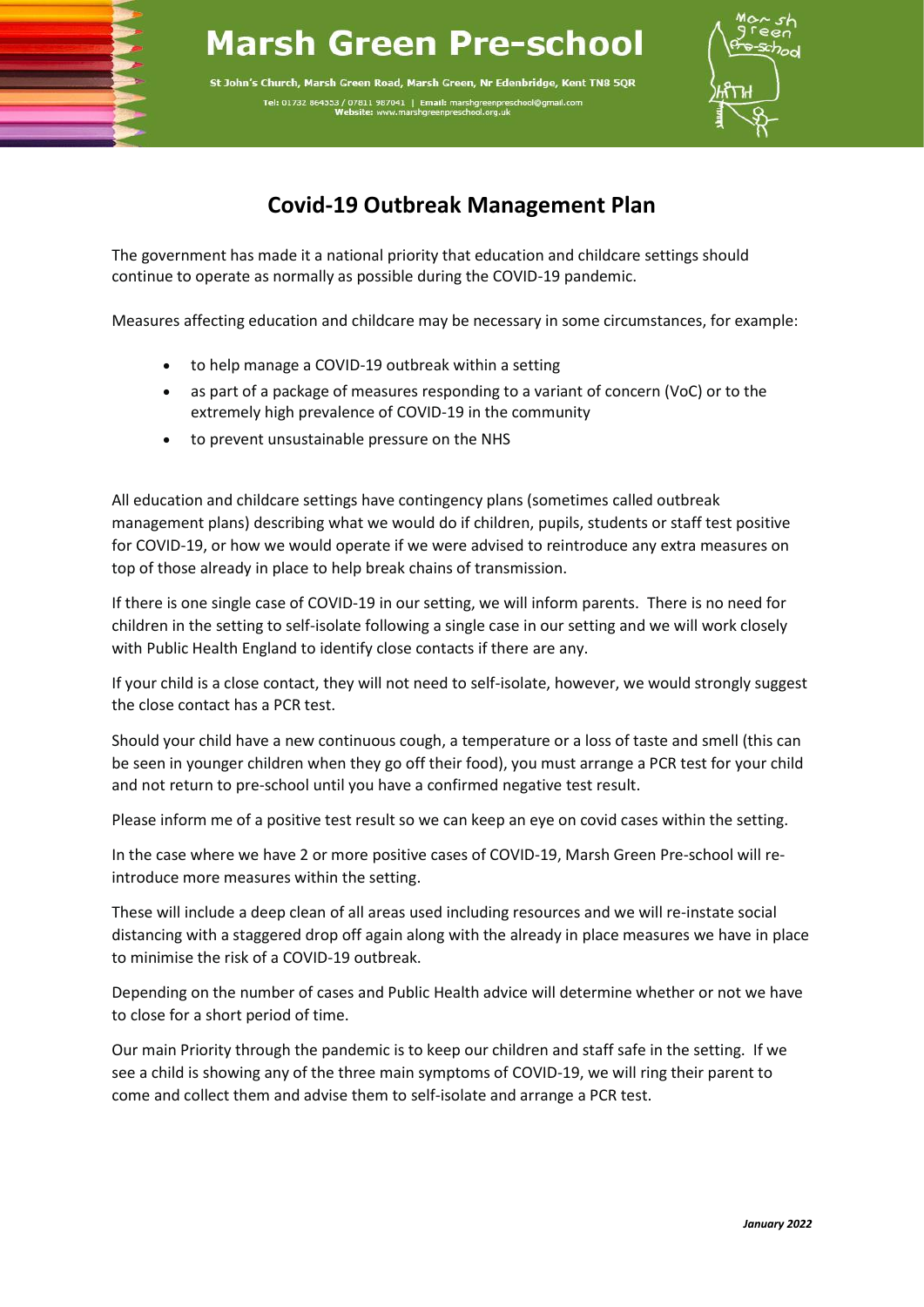# Marsh Green Pre-school

St John's Church, Marsh Green Road, Marsh Green, Nr Edenbridge, Kent TN8 5QR

Tel: 01732 864353 / 07811 987041 | Email: marshgreenpreschool@gmail.com
Website: www.marshgreenpreschool.org.uk

## Covid-19 Outbreak Management Plan

The government has made it a national priority that education and childcare settings should continue to operate as normally as possible during the COVID-19 pandemic.

Measures affecting education and childcare may be necessary in some circumstances, for example:

- to help manage a COVID-19 outbreak within a setting
- as part of a package of measures responding to a variant of concern (VoC) or to the extremely high prevalence of COVID-19 in the community
- to prevent unsustainable pressure on the NHS

All education and childcare settings have contingency plans (sometimes called outbreak management plans) describing what we would do if children, pupils, students or staff test positive for COVID-19, or how we would operate if we were advised to reintroduce any extra measures on top of those already in place to help break chains of transmission.

If there is one single case of COVID-19 in our setting, we will inform parents. There is no need for children in the setting to self-isolate following a single case in our setting and we will work closely with Public Health England to identify close contacts if there are any.

If your child is a close contact, they will not need to self-isolate, however, we would strongly suggest the close contact has a PCR test.

Should your child have a new continuous cough, a temperature or a loss of taste and smell (this can be seen in younger children when they go off their food), you must arrange a PCR test for your child and not return to pre-school until you have a confirmed negative test result.

Please inform me of a positive test result so we can keep an eye on covid cases within the setting.

In the case where we have 2 or more positive cases of COVID-19, Marsh Green Pre-school will re-introduce more measures within the setting.

These will include a deep clean of all areas used including resources and we will re-instate social distancing with a staggered drop off again along with the already in place measures we have in place to minimise the risk of a COVID-19 outbreak.

Depending on the number of cases and Public Health advice will determine whether or not we have to close for a short period of time.

Our main Priority through the pandemic is to keep our children and staff safe in the setting. If we see a child is showing any of the three main symptoms of COVID-19, we will ring their parent to come and collect them and advise them to self-isolate and arrange a PCR test.

***January 2022***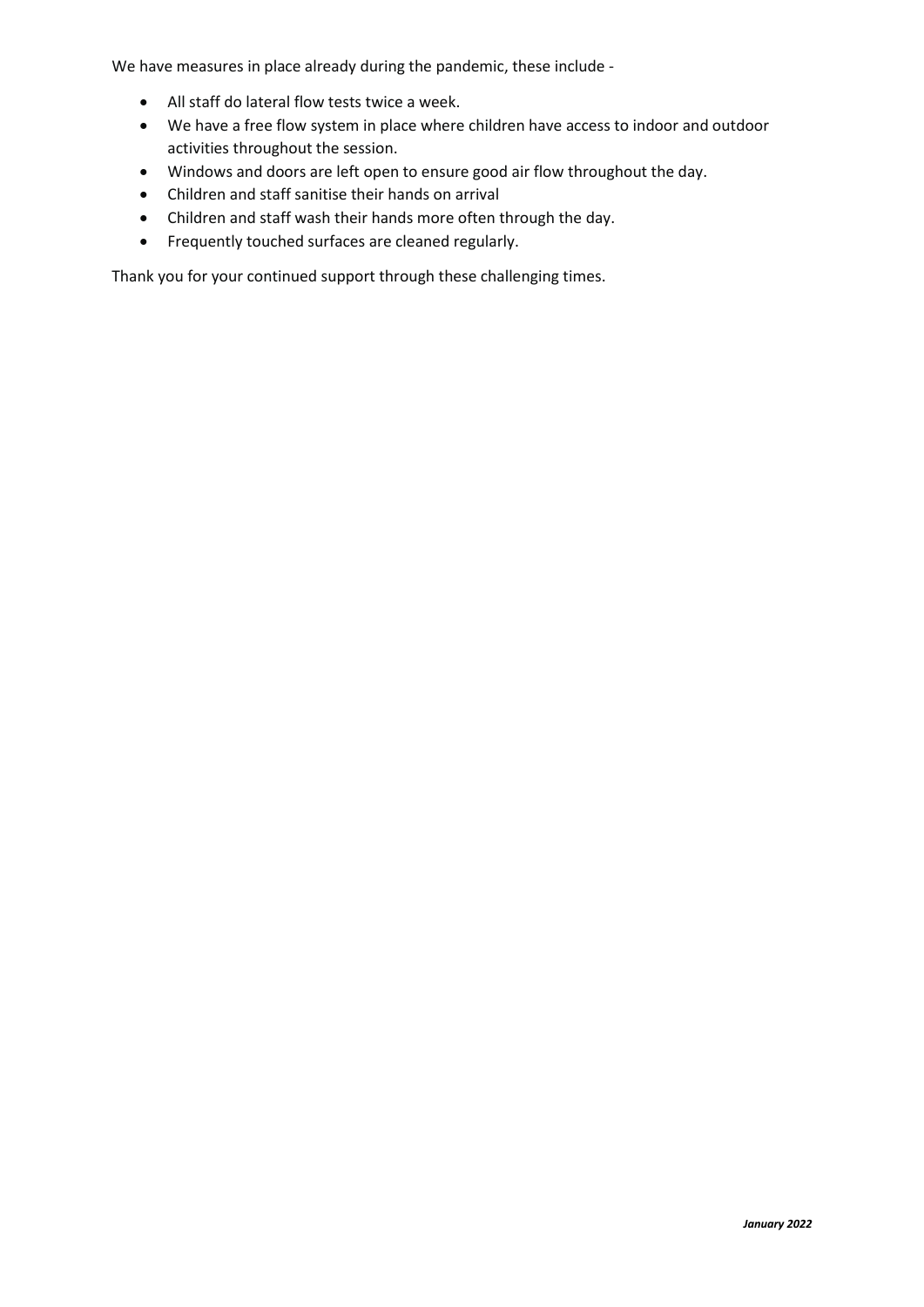We have measures in place already during the pandemic, these include -

- All staff do lateral flow tests twice a week.
- We have a free flow system in place where children have access to indoor and outdoor activities throughout the session.
- Windows and doors are left open to ensure good air flow throughout the day.
- Children and staff sanitise their hands on arrival
- Children and staff wash their hands more often through the day.
- Frequently touched surfaces are cleaned regularly.

Thank you for your continued support through these challenging times.

***January 2022***